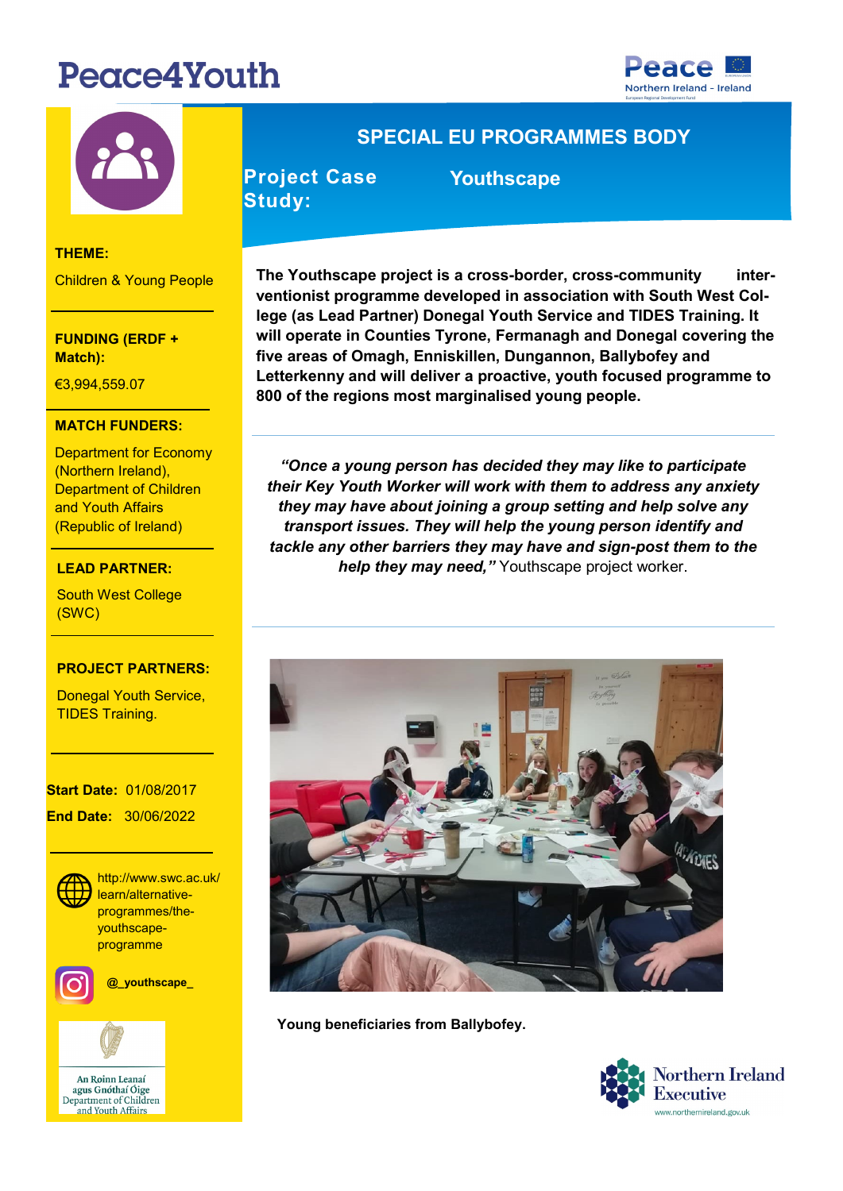# Peace4Youth

## SPECIAL EU PROGRAMMES BODY

**Project Case Study:** **Youthscape**

**THEME:**

Children & Young People

**FUNDING (ERDF + Match):**

€3,994,559.07

**MATCH FUNDERS:**

Department for Economy (Northern Ireland), Department of Children and Youth Affairs (Republic of Ireland)

**LEAD PARTNER:**

South West College (SWC)

**PROJECT PARTNERS:**

Donegal Youth Service, TIDES Training.

**Start Date:** 01/08/2017

**End Date:** 30/06/2022

http://www.swc.ac.uk/learn/alternative-programmes/the-youthscape-programme

**@_youthscape_**

**The Youthscape project is a cross-border, cross-community interventionist programme developed in association with South West College (as Lead Partner) Donegal Youth Service and TIDES Training. It will operate in Counties Tyrone, Fermanagh and Donegal covering the five areas of Omagh, Enniskillen, Dungannon, Ballybofey and Letterkenny and will deliver a proactive, youth focused programme to 800 of the regions most marginalised young people.**

***"Once a young person has decided they may like to participate their Key Youth Worker will work with them to address any anxiety they may have about joining a group setting and help solve any transport issues. They will help the young person identify and tackle any other barriers they may have and sign-post them to the help they may need,"*** Youthscape project worker.

**Young beneficiaries from Ballybofey.**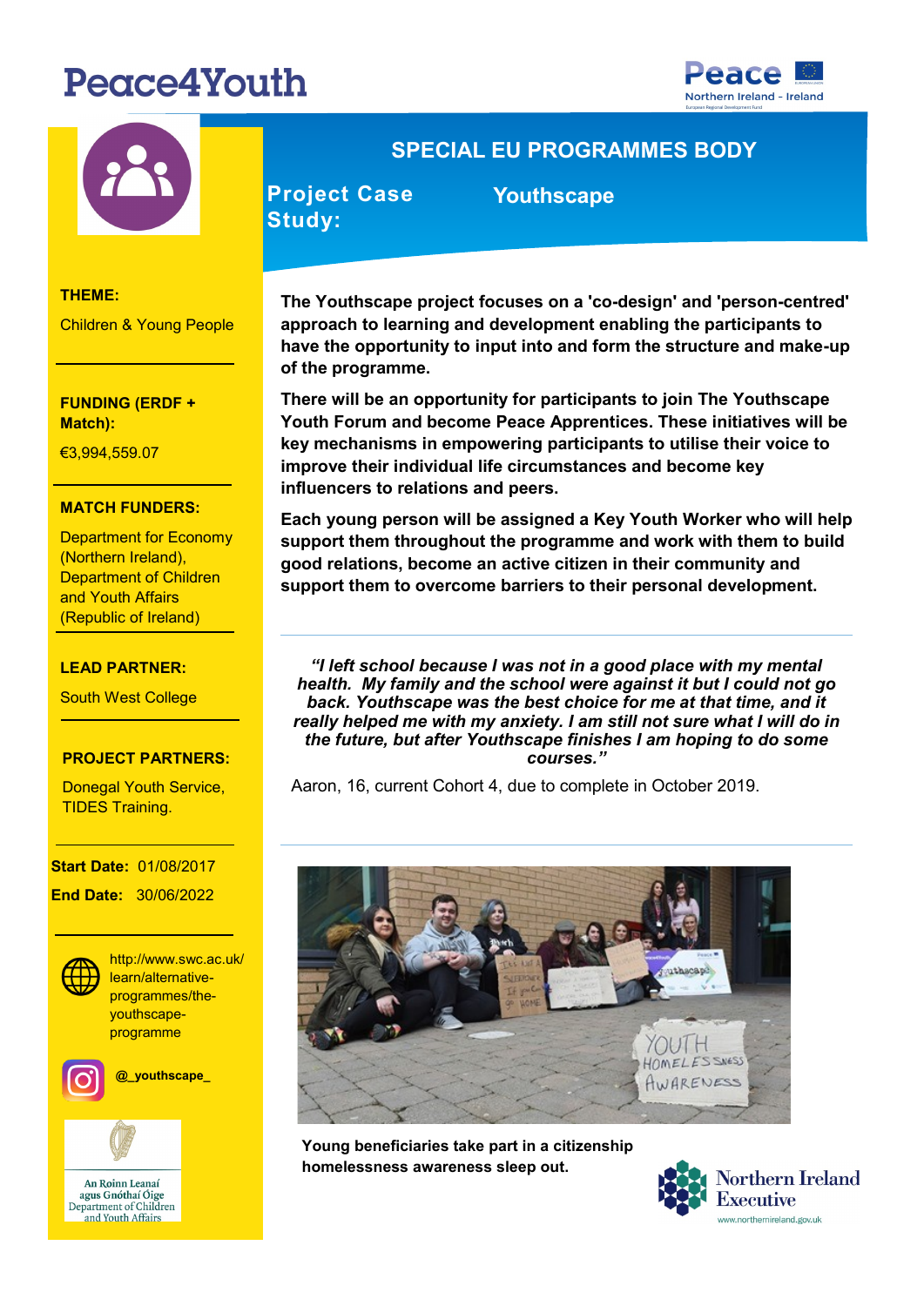# Peace4Youth

## SPECIAL EU PROGRAMMES BODY

**Project Case Study:** **Youthscape**

**THEME:**

Children & Young People

**FUNDING (ERDF + Match):**

€3,994,559.07

**MATCH FUNDERS:**

Department for Economy (Northern Ireland), Department of Children and Youth Affairs (Republic of Ireland)

**LEAD PARTNER:**

South West College

**PROJECT PARTNERS:**

Donegal Youth Service, TIDES Training.

**Start Date:** 01/08/2017

**End Date:** 30/06/2022

http://www.swc.ac.uk/learn/alternative-programmes/the-youthscape-programme

**@_youthscape_**

An Roinn Leanaí agus Gnóthaí Óige
Department of Children and Youth Affairs

**The Youthscape project focuses on a 'co-design' and 'person-centred' approach to learning and development enabling the participants to have the opportunity to input into and form the structure and make-up of the programme.**

**There will be an opportunity for participants to join The Youthscape Youth Forum and become Peace Apprentices. These initiatives will be key mechanisms in empowering participants to utilise their voice to improve their individual life circumstances and become key influencers to relations and peers.**

**Each young person will be assigned a Key Youth Worker who will help support them throughout the programme and work with them to build good relations, become an active citizen in their community and support them to overcome barriers to their personal development.**

***"I left school because I was not in a good place with my mental health. My family and the school were against it but I could not go back. Youthscape was the best choice for me at that time, and it really helped me with my anxiety. I am still not sure what I will do in the future, but after Youthscape finishes I am hoping to do some courses."***

Aaron, 16, current Cohort 4, due to complete in October 2019.

**Young beneficiaries take part in a citizenship homelessness awareness sleep out.**

Northern Ireland Executive
www.northernireland.gov.uk